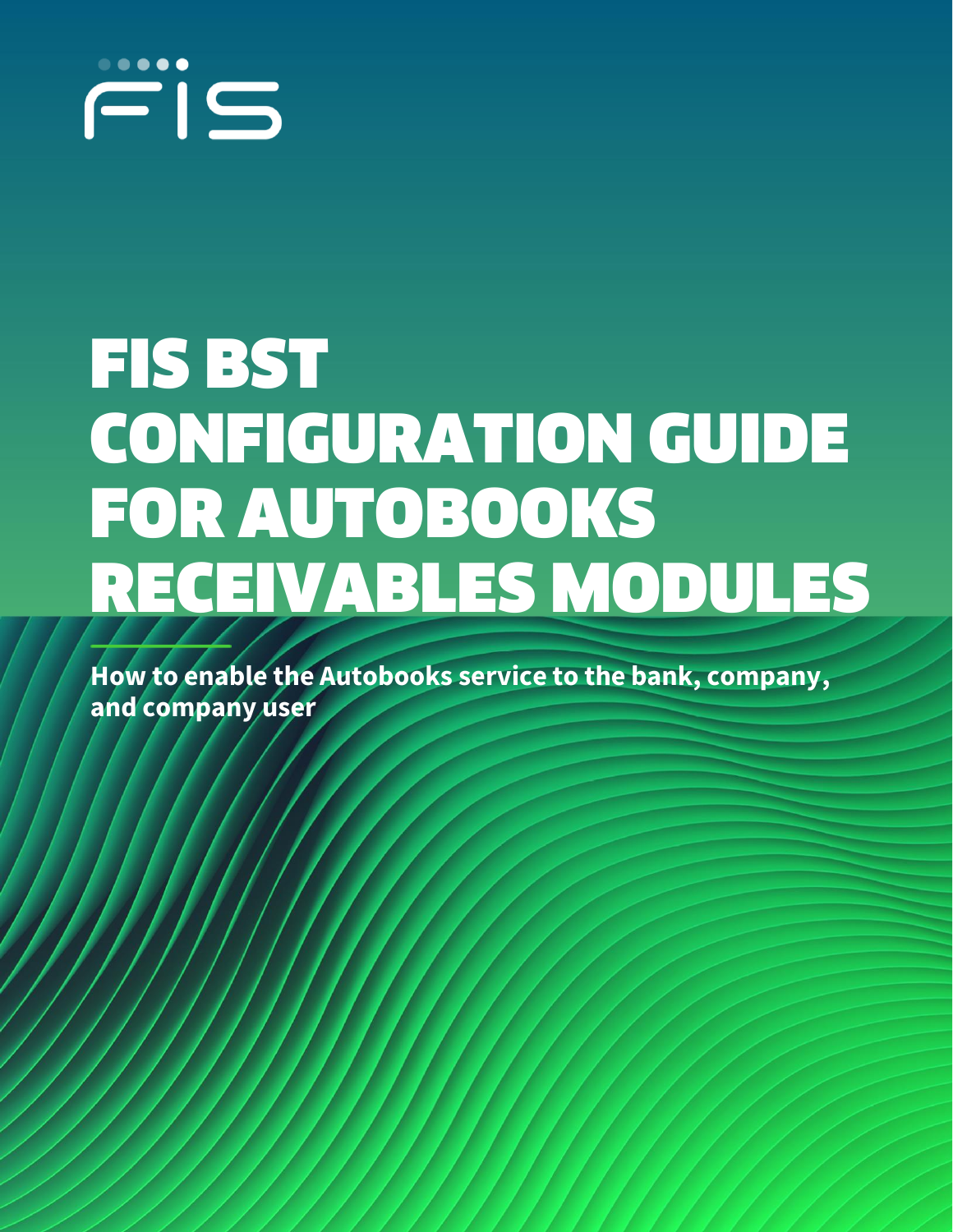FIS

# FIS BST CONFIGURATION GUIDE FOR AUTOBOOKS RECEIVABLES MODULES

**How to enable the Autobooks service to the bank, company, and company user**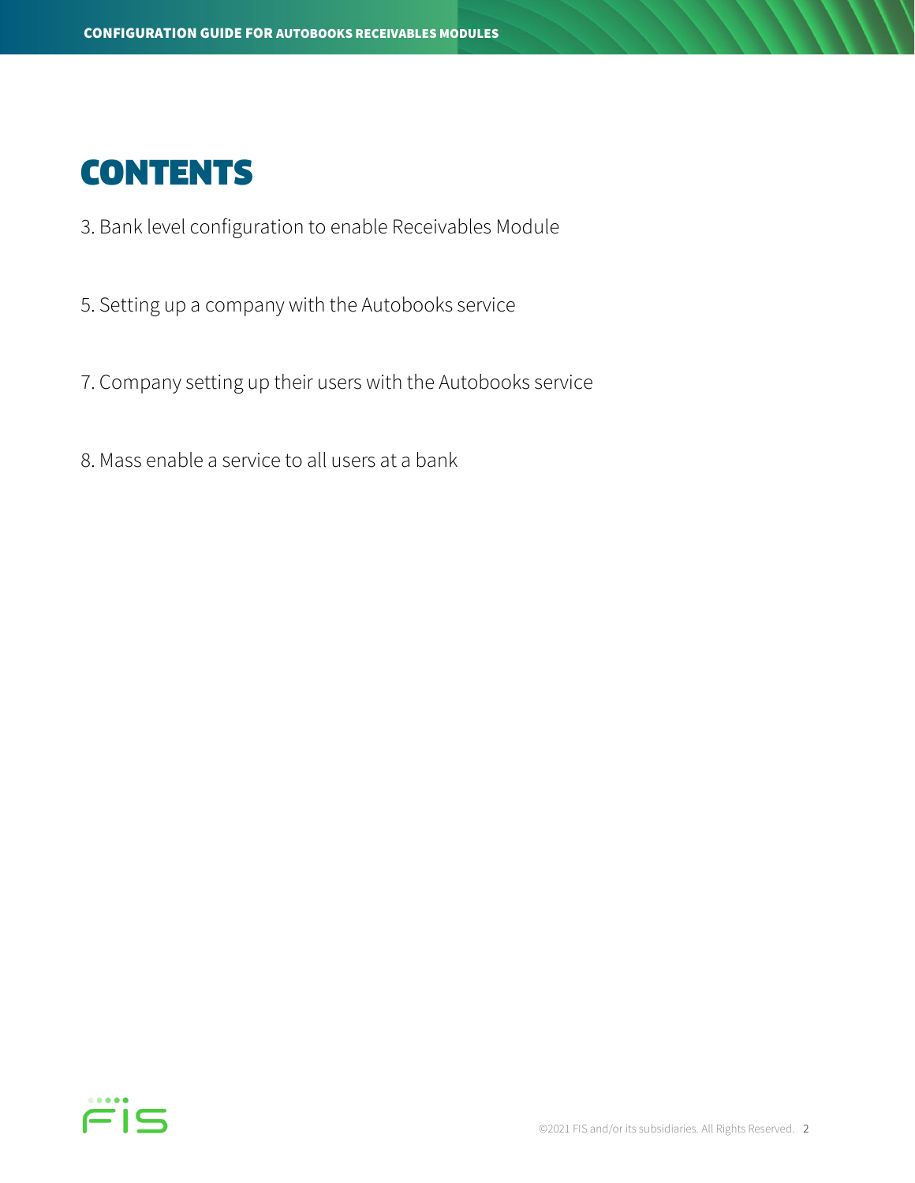# CONTENTS

3. Bank level configuration to enable Receivables Module

5. Setting up a company with the Autobooks service

7. Company setting up their users with the Autobooks service

8. Mass enable a service to all users at a bank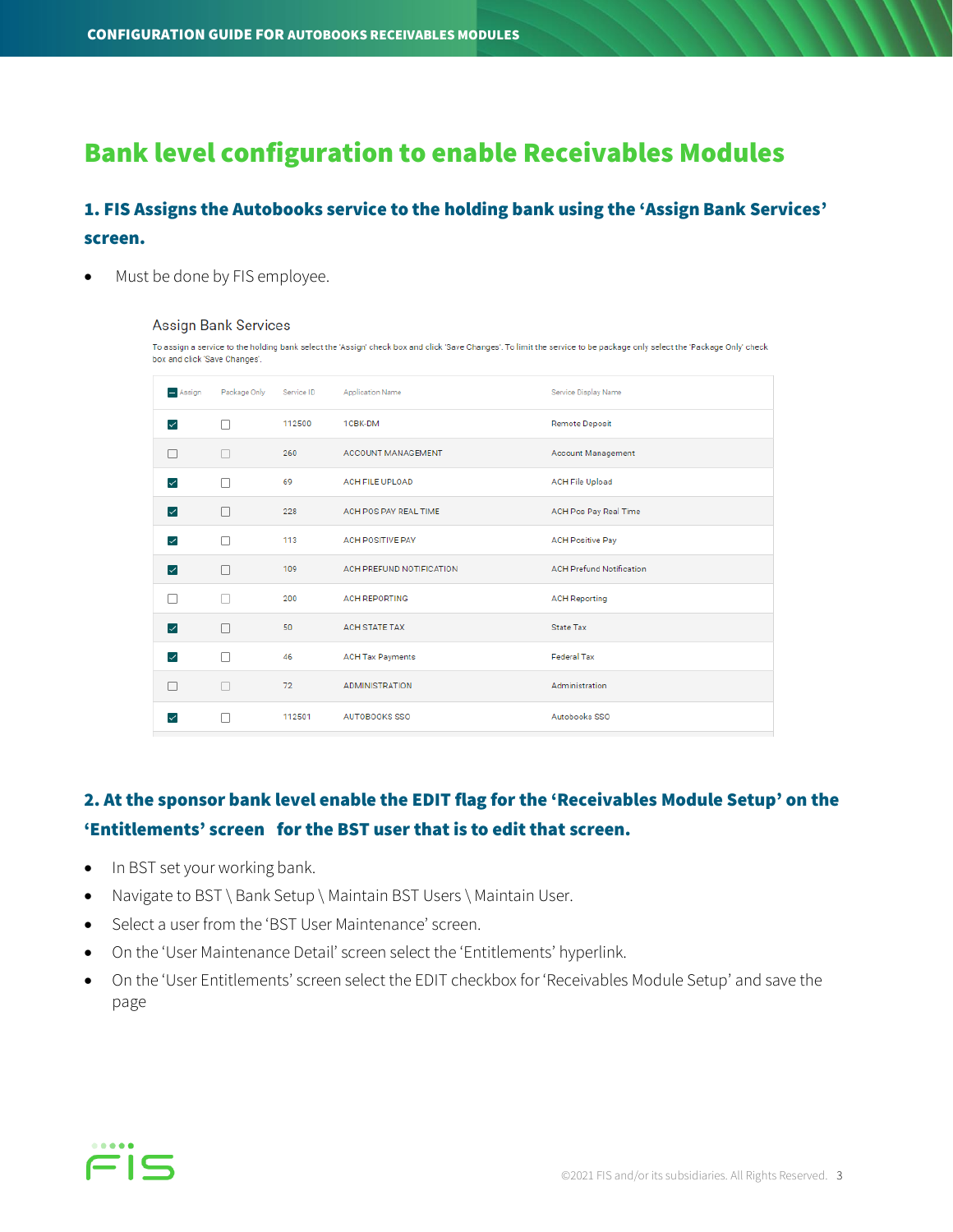# Bank level configuration to enable Receivables Modules

## 1. FIS Assigns the Autobooks service to the holding bank using the 'Assign Bank Services' screen.

- Must be done by FIS employee.

### Assign Bank Services

To assign a service to the holding bank select the 'Assign' check box and click 'Save Changes'. To limit the service to be package only select the 'Package Only' check box and click 'Save Changes'.

| Assign | Package Only | Service ID | Application Name | Service Display Name |
|---|---|---|---|---|
| ☑ | ☐ | 112500 | 1CBK-DM | Remote Deposit |
| ☐ | ☐ | 260 | ACCOUNT MANAGEMENT | Account Management |
| ☑ | ☐ | 69 | ACH FILE UPLOAD | ACH File Upload |
| ☑ | ☐ | 228 | ACH POS PAY REAL TIME | ACH Pos Pay Real Time |
| ☑ | ☐ | 113 | ACH POSITIVE PAY | ACH Positive Pay |
| ☑ | ☐ | 109 | ACH PREFUND NOTIFICATION | ACH Prefund Notification |
| ☐ | ☐ | 200 | ACH REPORTING | ACH Reporting |
| ☑ | ☐ | 50 | ACH STATE TAX | State Tax |
| ☑ | ☐ | 46 | ACH Tax Payments | Federal Tax |
| ☐ | ☐ | 72 | ADMINISTRATION | Administration |
| ☑ | ☐ | 112501 | AUTOBOOKS SSO | Autobooks SSO |

## 2. At the sponsor bank level enable the EDIT flag for the 'Receivables Module Setup' on the 'Entitlements' screen for the BST user that is to edit that screen.

- In BST set your working bank.
- Navigate to BST \ Bank Setup \ Maintain BST Users \ Maintain User.
- Select a user from the 'BST User Maintenance' screen.
- On the 'User Maintenance Detail' screen select the 'Entitlements' hyperlink.
- On the 'User Entitlements' screen select the EDIT checkbox for 'Receivables Module Setup' and save the page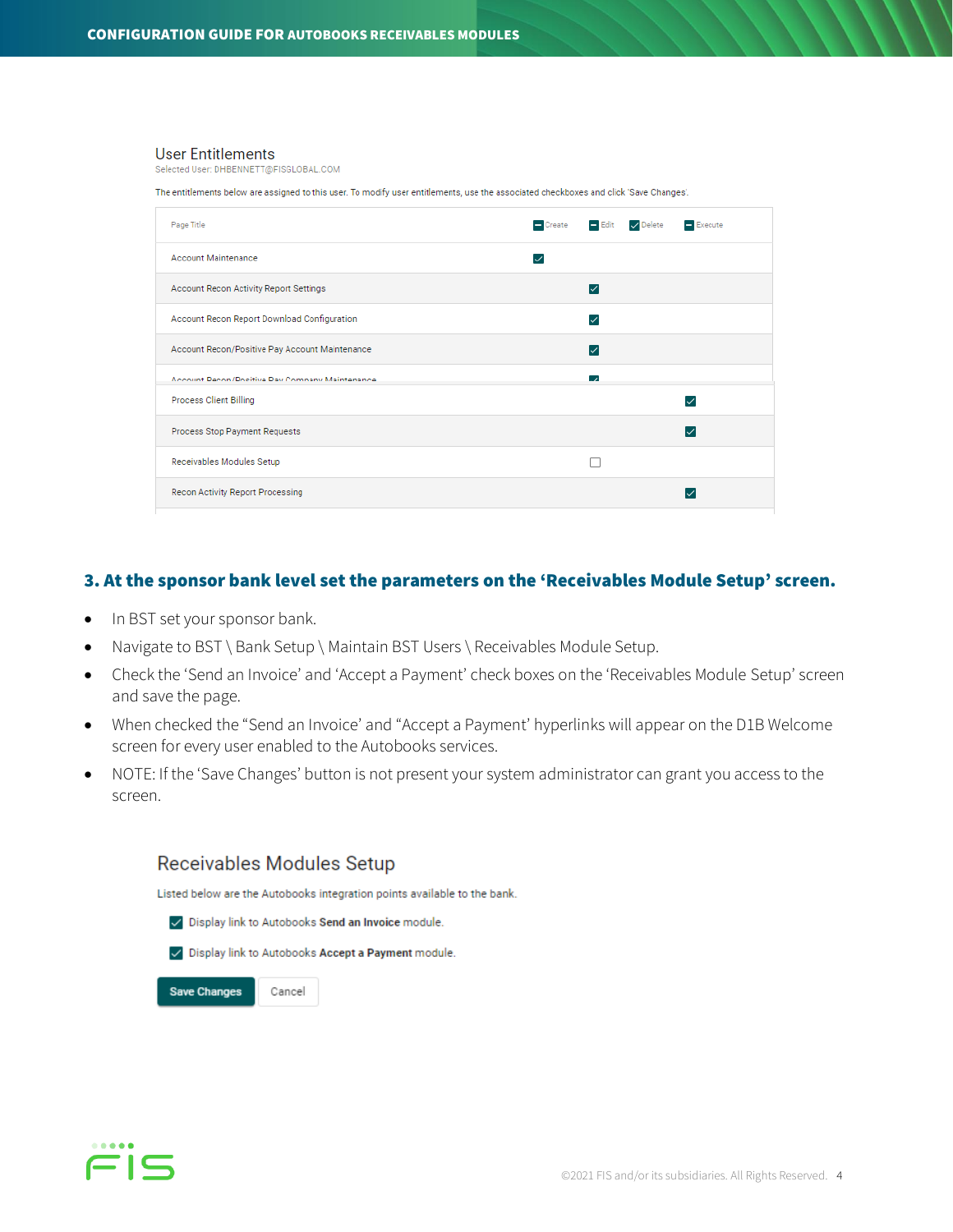User Entitlements

Selected User: DHBENNETT@FISGLOBAL.COM

The entitlements below are assigned to this user. To modify user entitlements, use the associated checkboxes and click 'Save Changes'.

| Page Title | Create | Edit | Delete | Execute |
| --- | --- | --- | --- | --- |
| Account Maintenance | ☑ | | | |
| Account Recon Activity Report Settings | | ☑ | | |
| Account Recon Report Download Configuration | | ☑ | | |
| Account Recon/Positive Pay Account Maintenance | | ☑ | | |
| Account Recon/Positive Pay Company Maintenance | | ☑ | | |
| Process Client Billing | | | | ☑ |
| Process Stop Payment Requests | | | | ☑ |
| Receivables Modules Setup | | ☐ | | |
| Recon Activity Report Processing | | | | ☑ |

### 3. At the sponsor bank level set the parameters on the 'Receivables Module Setup' screen.

- In BST set your sponsor bank.
- Navigate to BST \ Bank Setup \ Maintain BST Users \ Receivables Module Setup.
- Check the 'Send an Invoice' and 'Accept a Payment' check boxes on the 'Receivables Module Setup' screen and save the page.
- When checked the "Send an Invoice' and "Accept a Payment' hyperlinks will appear on the D1B Welcome screen for every user enabled to the Autobooks services.
- NOTE: If the 'Save Changes' button is not present your system administrator can grant you access to the screen.

Receivables Modules Setup

Listed below are the Autobooks integration points available to the bank.

- ☑ Display link to Autobooks **Send an Invoice** module.
- ☑ Display link to Autobooks **Accept a Payment** module.

Save Changes | Cancel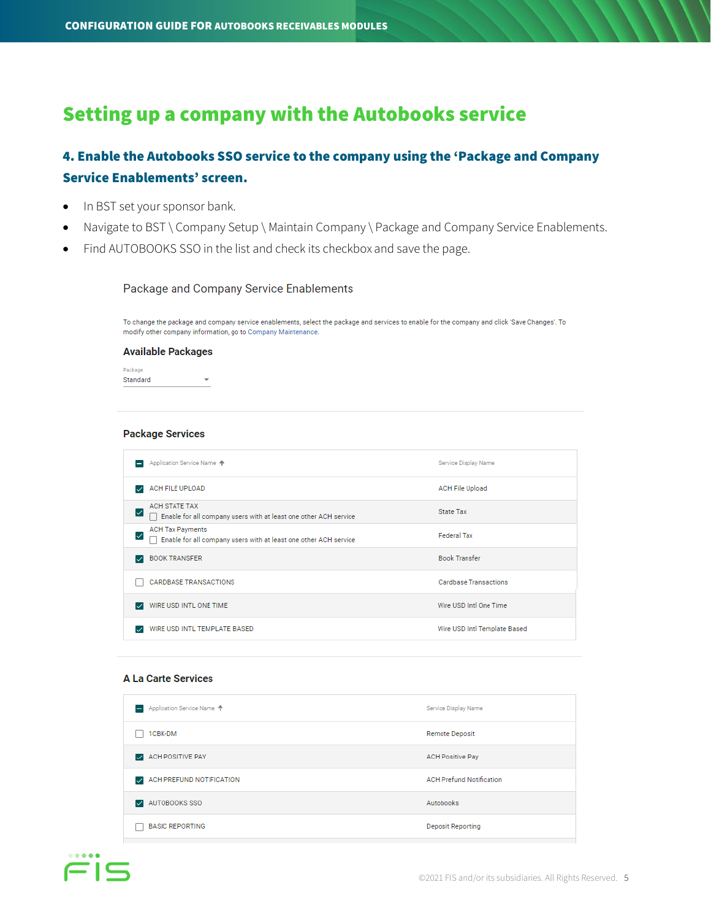# Setting up a company with the Autobooks service

## 4. Enable the Autobooks SSO service to the company using the 'Package and Company Service Enablements' screen.

- In BST set your sponsor bank.
- Navigate to BST \ Company Setup \ Maintain Company \ Package and Company Service Enablements.
- Find AUTOBOOKS SSO in the list and check its checkbox and save the page.

### Package and Company Service Enablements

To change the package and company service enablements, select the package and services to enable for the company and click 'Save Changes'. To modify other company information, go to Company Maintenance.

**Available Packages**

Package: Standard

**Package Services**

| | Application Service Name | Service Display Name |
|---|---|---|
| ☑ | ACH FILE UPLOAD | ACH File Upload |
| ☑ | ACH STATE TAX<br>☐ Enable for all company users with at least one other ACH service | State Tax |
| ☑ | ACH Tax Payments<br>☐ Enable for all company users with at least one other ACH service | Federal Tax |
| ☑ | BOOK TRANSFER | Book Transfer |
| ☐ | CARDBASE TRANSACTIONS | Cardbase Transactions |
| ☑ | WIRE USD INTL ONE TIME | Wire USD Intl One Time |
| ☑ | WIRE USD INTL TEMPLATE BASED | Wire USD Intl Template Based |

**A La Carte Services**

| | Application Service Name | Service Display Name |
|---|---|---|
| ☐ | 1CBK-DM | Remote Deposit |
| ☑ | ACH POSITIVE PAY | ACH Positive Pay |
| ☑ | ACH PREFUND NOTIFICATION | ACH Prefund Notification |
| ☑ | AUTOBOOKS SSO | Autobooks |
| ☐ | BASIC REPORTING | Deposit Reporting |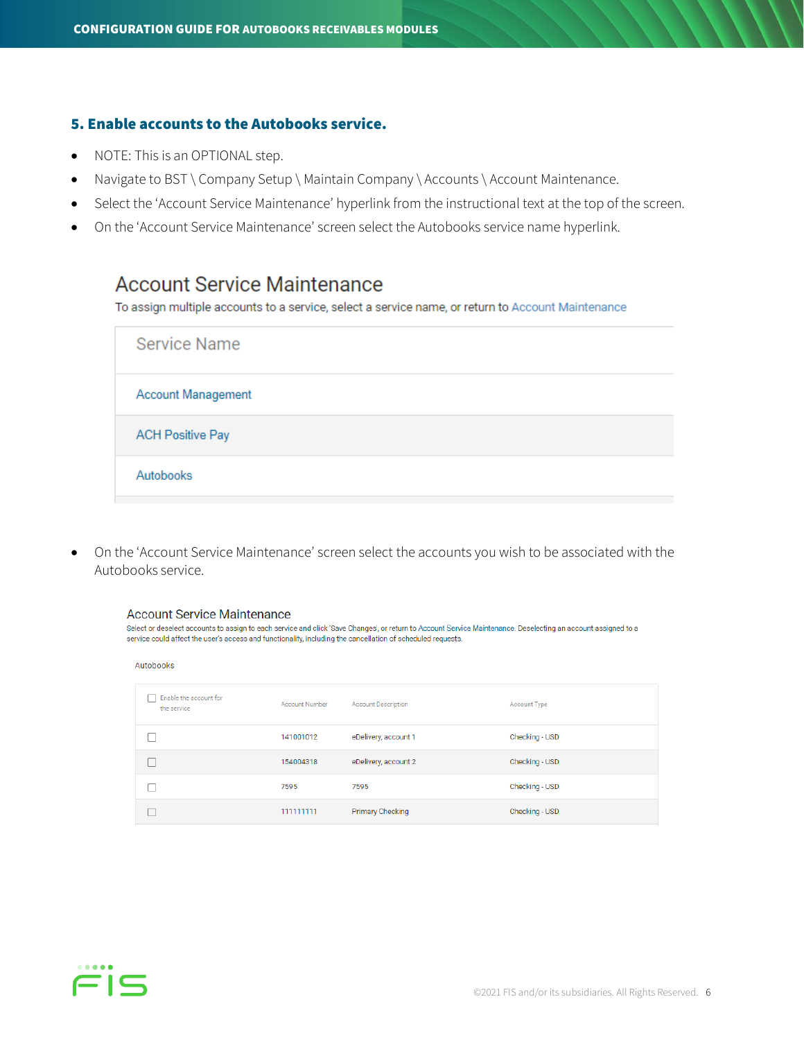### 5. Enable accounts to the Autobooks service.

- NOTE: This is an OPTIONAL step.
- Navigate to BST \ Company Setup \ Maintain Company \ Accounts \ Account Maintenance.
- Select the 'Account Service Maintenance' hyperlink from the instructional text at the top of the screen.
- On the 'Account Service Maintenance' screen select the Autobooks service name hyperlink.

**Account Service Maintenance**

To assign multiple accounts to a service, select a service name, or return to Account Maintenance

| Service Name |
|---|
| Account Management |
| ACH Positive Pay |
| Autobooks |

- On the 'Account Service Maintenance' screen select the accounts you wish to be associated with the Autobooks service.

**Account Service Maintenance**

Select or deselect accounts to assign to each service and click 'Save Changes', or return to Account Service Maintenance. Deselecting an account assigned to a service could affect the user's access and functionality, including the cancellation of scheduled requests.

Autobooks

| ☐ Enable the account for the service | Account Number | Account Description | Account Type |
|---|---|---|---|
| ☐ | 141001012 | eDelivery, account 1 | Checking - USD |
| ☐ | 154004318 | eDelivery, account 2 | Checking - USD |
| ☐ | 7595 | 7595 | Checking - USD |
| ☐ | 111111111 | Primary Checking | Checking - USD |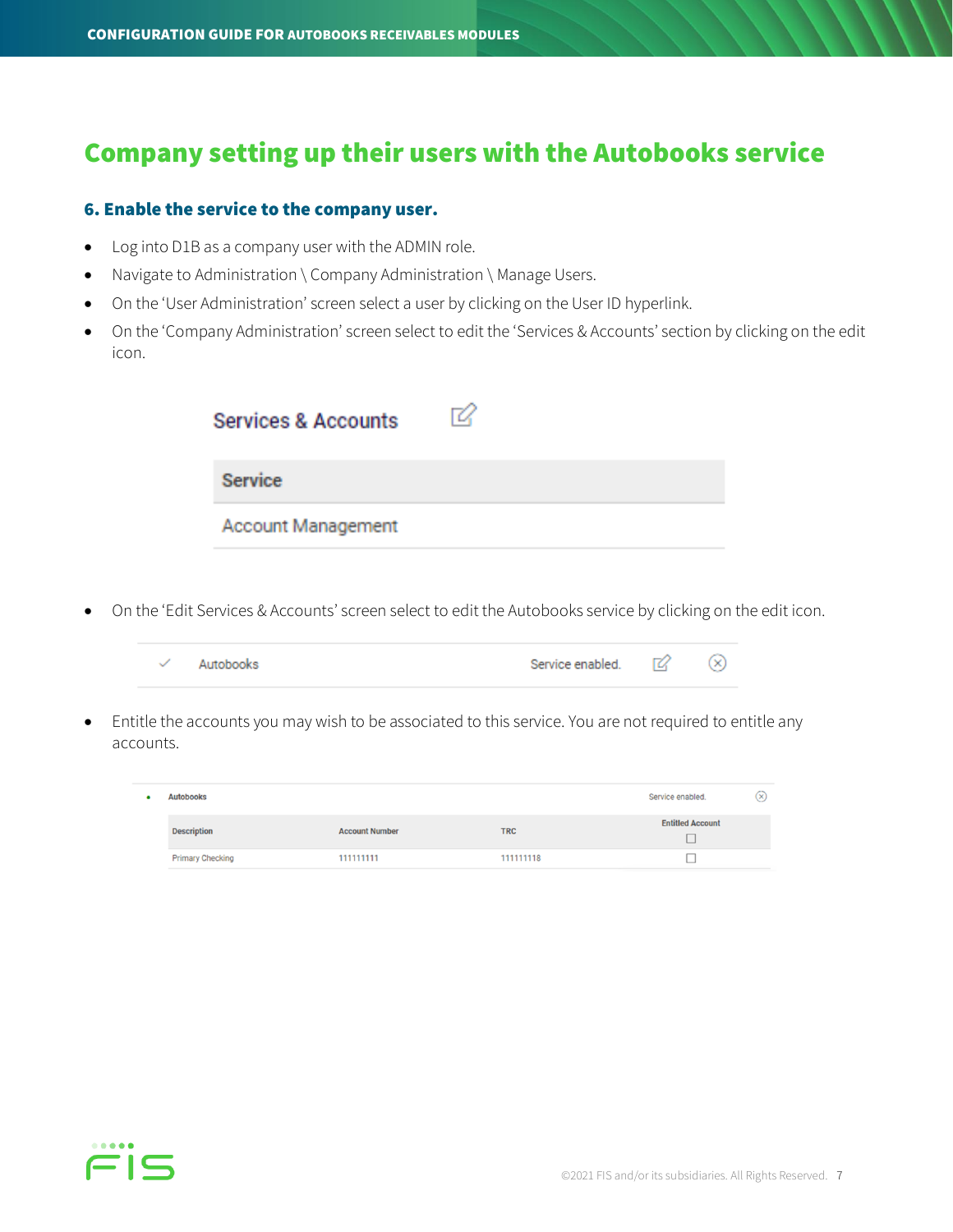# Company setting up their users with the Autobooks service

### 6. Enable the service to the company user.

- Log into D1B as a company user with the ADMIN role.
- Navigate to Administration \ Company Administration \ Manage Users.
- On the 'User Administration' screen select a user by clicking on the User ID hyperlink.
- On the 'Company Administration' screen select to edit the 'Services & Accounts' section by clicking on the edit icon.

Services & Accounts

| Service |
| --- |
| Account Management |

- On the 'Edit Services & Accounts' screen select to edit the Autobooks service by clicking on the edit icon.

| ✓ | Autobooks | Service enabled. |
| --- | --- | --- |

- Entitle the accounts you may wish to be associated to this service. You are not required to entitle any accounts.

Autobooks — Service enabled.

| Description | Account Number | TRC | Entitled Account ☐ |
| --- | --- | --- | --- |
| Primary Checking | 111111111 | 111111118 | ☐ |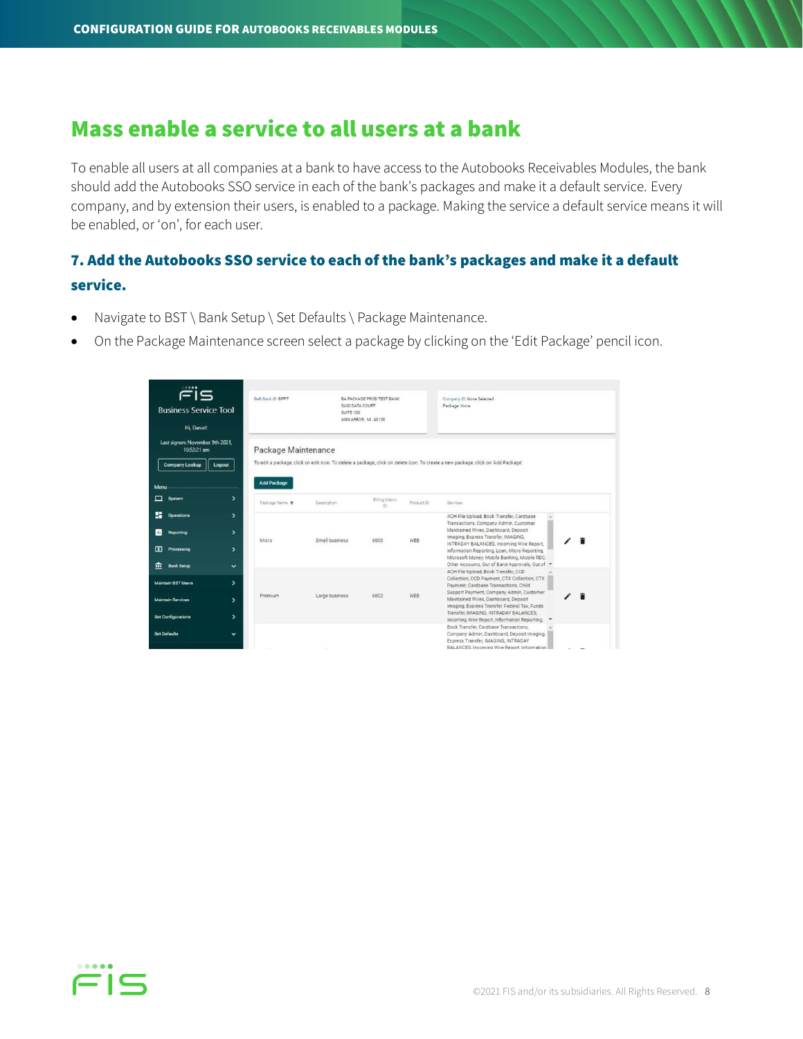# Mass enable a service to all users at a bank

To enable all users at all companies at a bank to have access to the Autobooks Receivables Modules, the bank should add the Autobooks SSO service in each of the bank's packages and make it a default service. Every company, and by extension their users, is enabled to a package. Making the service a default service means it will be enabled, or 'on', for each user.

### 7. Add the Autobooks SSO service to each of the bank's packages and make it a default service.

- Navigate to BST \ Bank Setup \ Set Defaults \ Package Maintenance.
- On the Package Maintenance screen select a package by clicking on the 'Edit Package' pencil icon.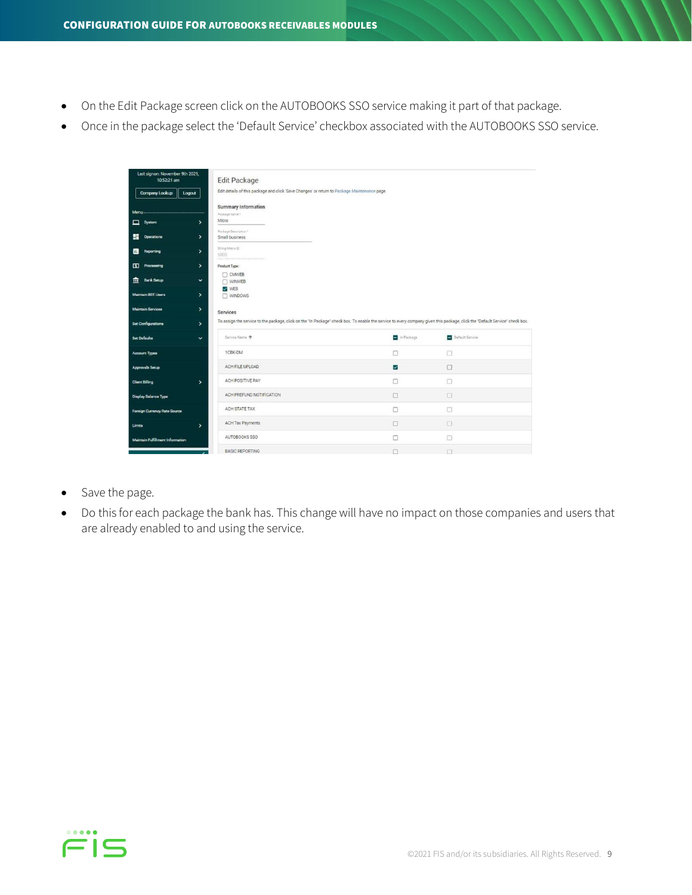- On the Edit Package screen click on the AUTOBOOKS SSO service making it part of that package.
- Once in the package select the 'Default Service' checkbox associated with the AUTOBOOKS SSO service.

- Save the page.
- Do this for each package the bank has. This change will have no impact on those companies and users that are already enabled to and using the service.